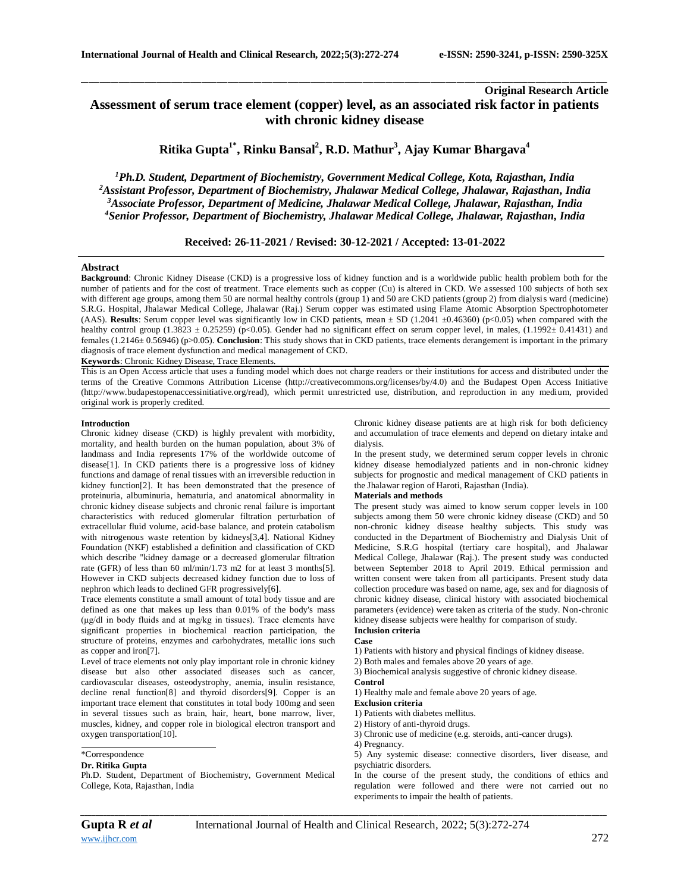**Original Research Article**

# Assessment of serum trace element (copper) level, as an associated risk factor in patients with chronic kidney disease

**Ritika Gupta[1*], Rinku Bansal[2], R.D. Mathur[3], Ajay Kumar Bhargava[4]**

*[1]Ph.D. Student, Department of Biochemistry, Government Medical College, Kota, Rajasthan, India*
*[2]Assistant Professor, Department of Biochemistry, Jhalawar Medical College, Jhalawar, Rajasthan, India*
*[3]Associate Professor, Department of Medicine, Jhalawar Medical College, Jhalawar, Rajasthan, India*
*[4]Senior Professor, Department of Biochemistry, Jhalawar Medical College, Jhalawar, Rajasthan, India*

**Received: 26-11-2021 / Revised: 30-12-2021 / Accepted: 13-01-2022**

## Abstract

**Background**: Chronic Kidney Disease (CKD) is a progressive loss of kidney function and is a worldwide public health problem both for the number of patients and for the cost of treatment. Trace elements such as copper (Cu) is altered in CKD. We assessed 100 subjects of both sex with different age groups, among them 50 are normal healthy controls (group 1) and 50 are CKD patients (group 2) from dialysis ward (medicine) S.R.G. Hospital, Jhalawar Medical College, Jhalawar (Raj.) Serum copper was estimated using Flame Atomic Absorption Spectrophotometer (AAS). **Results**: Serum copper level was significantly low in CKD patients, mean ± SD (1.2041 ±0.46360) ($p<0.05$) when compared with the healthy control group (1.3823 ± 0.25259) ($p<0.05$). Gender had no significant effect on serum copper level, in males, (1.1992± 0.41431) and females (1.2146± 0.56946) ($p>0.05$). **Conclusion**: This study shows that in CKD patients, trace elements derangement is important in the primary diagnosis of trace element dysfunction and medical management of CKD.

**Keywords**: Chronic Kidney Disease, Trace Elements.

This is an Open Access article that uses a funding model which does not charge readers or their institutions for access and distributed under the terms of the Creative Commons Attribution License (http://creativecommons.org/licenses/by/4.0) and the Budapest Open Access Initiative (http://www.budapestopenaccessinitiative.org/read), which permit unrestricted use, distribution, and reproduction in any medium, provided original work is properly credited.

## Introduction

Chronic kidney disease (CKD) is highly prevalent with morbidity, mortality, and health burden on the human population, about 3% of landmass and India represents 17% of the worldwide outcome of disease[1]. In CKD patients there is a progressive loss of kidney functions and damage of renal tissues with an irreversible reduction in kidney function[2]. It has been demonstrated that the presence of proteinuria, albuminuria, hematuria, and anatomical abnormality in chronic kidney disease subjects and chronic renal failure is important characteristics with reduced glomerular filtration perturbation of extracellular fluid volume, acid-base balance, and protein catabolism with nitrogenous waste retention by kidneys[3,4]. National Kidney Foundation (NKF) established a definition and classification of CKD which describe "kidney damage or a decreased glomerular filtration rate (GFR) of less than 60 ml/min/1.73 m2 for at least 3 months[5]. However in CKD subjects decreased kidney function due to loss of nephron which leads to declined GFR progressively[6].

Trace elements constitute a small amount of total body tissue and are defined as one that makes up less than 0.01% of the body's mass (μg/dl in body fluids and at mg/kg in tissues). Trace elements have significant properties in biochemical reaction participation, the structure of proteins, enzymes and carbohydrates, metallic ions such as copper and iron[7].

Level of trace elements not only play important role in chronic kidney disease but also other associated diseases such as cancer, cardiovascular diseases, osteodystrophy, anemia, insulin resistance, decline renal function[8] and thyroid disorders[9]. Copper is an important trace element that constitutes in total body 100mg and seen in several tissues such as brain, hair, heart, bone marrow, liver, muscles, kidney, and copper role in biological electron transport and oxygen transportation[10].

Chronic kidney disease patients are at high risk for both deficiency and accumulation of trace elements and depend on dietary intake and dialysis.

In the present study, we determined serum copper levels in chronic kidney disease hemodialyzed patients and in non-chronic kidney subjects for prognostic and medical management of CKD patients in the Jhalawar region of Haroti, Rajasthan (India).

## Materials and methods

The present study was aimed to know serum copper levels in 100 subjects among them 50 were chronic kidney disease (CKD) and 50 non-chronic kidney disease healthy subjects. This study was conducted in the Department of Biochemistry and Dialysis Unit of Medicine, S.R.G hospital (tertiary care hospital), and Jhalawar Medical College, Jhalawar (Raj.). The present study was conducted between September 2018 to April 2019. Ethical permission and written consent were taken from all participants. Present study data collection procedure was based on name, age, sex and for diagnosis of chronic kidney disease, clinical history with associated biochemical parameters (evidence) were taken as criteria of the study. Non-chronic kidney disease subjects were healthy for comparison of study.

### Inclusion criteria

**Case**

1) Patients with history and physical findings of kidney disease.
2) Both males and females above 20 years of age.
3) Biochemical analysis suggestive of chronic kidney disease.

**Control**

1) Healthy male and female above 20 years of age.

### Exclusion criteria

1) Patients with diabetes mellitus.
2) History of anti-thyroid drugs.
3) Chronic use of medicine (e.g. steroids, anti-cancer drugs).
4) Pregnancy.
5) Any systemic disease: connective disorders, liver disease, and psychiatric disorders.

In the course of the present study, the conditions of ethics and regulation were followed and there were not carried out no experiments to impair the health of patients.

*Correspondence

**Dr. Ritika Gupta**

Ph.D. Student, Department of Biochemistry, Government Medical College, Kota, Rajasthan, India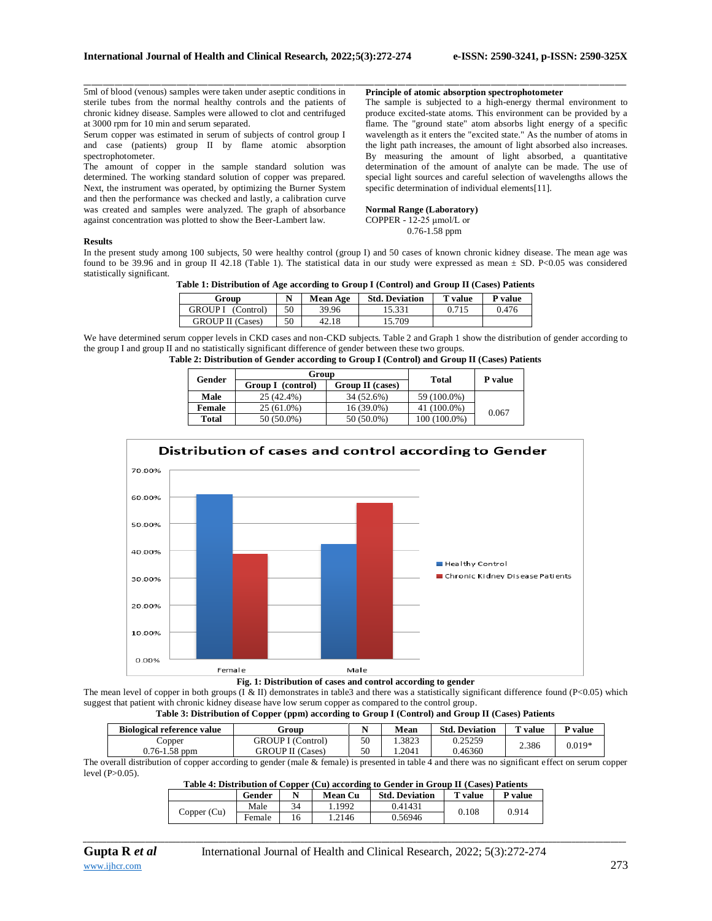5ml of blood (venous) samples were taken under aseptic conditions in sterile tubes from the normal healthy controls and the patients of chronic kidney disease. Samples were allowed to clot and centrifuged at 3000 rpm for 10 min and serum separated.

Serum copper was estimated in serum of subjects of control group I and case (patients) group II by flame atomic absorption spectrophotometer.

The amount of copper in the sample standard solution was determined. The working standard solution of copper was prepared. Next, the instrument was operated, by optimizing the Burner System and then the performance was checked and lastly, a calibration curve was created and samples were analyzed. The graph of absorbance against concentration was plotted to show the Beer-Lambert law.

**Principle of atomic absorption spectrophotometer**

The sample is subjected to a high-energy thermal environment to produce excited-state atoms. This environment can be provided by a flame. The "ground state" atom absorbs light energy of a specific wavelength as it enters the "excited state." As the number of atoms in the light path increases, the amount of light absorbed also increases. By measuring the amount of light absorbed, a quantitative determination of the amount of analyte can be made. The use of special light sources and careful selection of wavelengths allows the specific determination of individual elements[11].

**Normal Range (Laboratory)**

COPPER - 12-25 µmol/L or
0.76-1.58 ppm

**Results**

In the present study among 100 subjects, 50 were healthy control (group I) and 50 cases of known chronic kidney disease. The mean age was found to be 39.96 and in group II 42.18 (Table 1). The statistical data in our study were expressed as mean ± SD. P<0.05 was considered statistically significant.

**Table 1: Distribution of Age according to Group I (Control) and Group II (Cases) Patients**

| Group | N | Mean Age | Std. Deviation | T value | P value |
|---|---|---|---|---|---|
| GROUP I (Control) | 50 | 39.96 | 15.331 | 0.715 | 0.476 |
| GROUP II (Cases) | 50 | 42.18 | 15.709 | | |

We have determined serum copper levels in CKD cases and non-CKD subjects. Table 2 and Graph 1 show the distribution of gender according to the group I and group II and no statistically significant difference of gender between these two groups.

**Table 2: Distribution of Gender according to Group I (Control) and Group II (Cases) Patients**

| Gender | Group | | Total | P value |
|---|---|---|---|---|
| | Group I (control) | Group II (cases) | | |
| Male | 25 (42.4%) | 34 (52.6%) | 59 (100.0%) | 0.067 |
| Female | 25 (61.0%) | 16 (39.0%) | 41 (100.0%) | |
| Total | 50 (50.0%) | 50 (50.0%) | 100 (100.0%) | |

**Fig. 1: Distribution of cases and control according to gender**

The mean level of copper in both groups (I & II) demonstrates in table3 and there was a statistically significant difference found (P<0.05) which suggest that patient with chronic kidney disease have low serum copper as compared to the control group.

**Table 3: Distribution of Copper (ppm) according to Group I (Control) and Group II (Cases) Patients**

| Biological reference value | Group | N | Mean | Std. Deviation | T value | P value |
|---|---|---|---|---|---|---|
| Copper | GROUP I (Control) | 50 | 1.3823 | 0.25259 | 2.386 | 0.019* |
| 0.76-1.58 ppm | GROUP II (Cases) | 50 | 1.2041 | 0.46360 | | |

The overall distribution of copper according to gender (male & female) is presented in table 4 and there was no significant effect on serum copper level (P>0.05).

**Table 4: Distribution of Copper (Cu) according to Gender in Group II (Cases) Patients**

| | Gender | N | Mean Cu | Std. Deviation | T value | P value |
|---|---|---|---|---|---|---|
| Copper (Cu) | Male | 34 | 1.1992 | 0.41431 | 0.108 | 0.914 |
| | Female | 16 | 1.2146 | 0.56946 | | |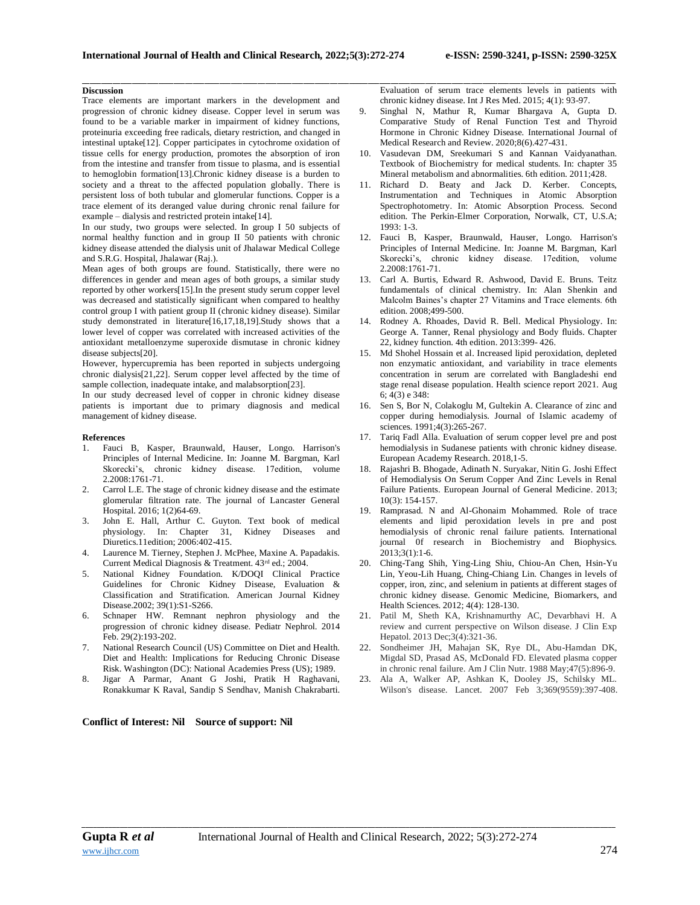### Discussion

Trace elements are important markers in the development and progression of chronic kidney disease. Copper level in serum was found to be a variable marker in impairment of kidney functions, proteinuria exceeding free radicals, dietary restriction, and changed in intestinal uptake[12]. Copper participates in cytochrome oxidation of tissue cells for energy production, promotes the absorption of iron from the intestine and transfer from tissue to plasma, and is essential to hemoglobin formation[13].Chronic kidney disease is a burden to society and a threat to the affected population globally. There is persistent loss of both tubular and glomerular functions. Copper is a trace element of its deranged value during chronic renal failure for example – dialysis and restricted protein intake[14].

In our study, two groups were selected. In group I 50 subjects of normal healthy function and in group II 50 patients with chronic kidney disease attended the dialysis unit of Jhalawar Medical College and S.R.G. Hospital, Jhalawar (Raj.).

Mean ages of both groups are found. Statistically, there were no differences in gender and mean ages of both groups, a similar study reported by other workers[15].In the present study serum copper level was decreased and statistically significant when compared to healthy control group I with patient group II (chronic kidney disease). Similar study demonstrated in literature[16,17,18,19].Study shows that a lower level of copper was correlated with increased activities of the antioxidant metalloenzyme superoxide dismutase in chronic kidney disease subjects[20].

However, hypercupremia has been reported in subjects undergoing chronic dialysis[21,22]. Serum copper level affected by the time of sample collection, inadequate intake, and malabsorption[23].

In our study decreased level of copper in chronic kidney disease patients is important due to primary diagnosis and medical management of kidney disease.

### References

1. Fauci B, Kasper, Braunwald, Hauser, Longo. Harrison's Principles of Internal Medicine. In: Joanne M. Bargman, Karl Skorecki's, chronic kidney disease. 17edition, volume 2.2008:1761-71.
2. Carrol L.E. The stage of chronic kidney disease and the estimate glomerular filtration rate. The journal of Lancaster General Hospital. 2016; 1(2)64-69.
3. John E. Hall, Arthur C. Guyton. Text book of medical physiology. In: Chapter 31, Kidney Diseases and Diuretics.11edition; 2006:402-415.
4. Laurence M. Tierney, Stephen J. McPhee, Maxine A. Papadakis. Current Medical Diagnosis & Treatment. 43rd ed.; 2004.
5. National Kidney Foundation. K/DOQI Clinical Practice Guidelines for Chronic Kidney Disease, Evaluation & Classification and Stratification. American Journal Kidney Disease.2002; 39(1):S1-S266.
6. Schnaper HW. Remnant nephron physiology and the progression of chronic kidney disease. Pediatr Nephrol. 2014 Feb. 29(2):193-202.
7. National Research Council (US) Committee on Diet and Health. Diet and Health: Implications for Reducing Chronic Disease Risk. Washington (DC): National Academies Press (US); 1989.
8. Jigar A Parmar, Anant G Joshi, Pratik H Raghavani, Ronakkumar K Raval, Sandip S Sendhav, Manish Chakrabarti. Evaluation of serum trace elements levels in patients with chronic kidney disease. Int J Res Med. 2015; 4(1): 93-97.
9. Singhal N, Mathur R, Kumar Bhargava A, Gupta D. Comparative Study of Renal Function Test and Thyroid Hormone in Chronic Kidney Disease. International Journal of Medical Research and Review. 2020;8(6).427-431.
10. Vasudevan DM, Sreekumari S and Kannan Vaidyanathan. Textbook of Biochemistry for medical students. In: chapter 35 Mineral metabolism and abnormalities. 6th edition. 2011;428.
11. Richard D. Beaty and Jack D. Kerber. Concepts, Instrumentation and Techniques in Atomic Absorption Spectrophotometry. In: Atomic Absorption Process. Second edition. The Perkin-Elmer Corporation, Norwalk, CT, U.S.A; 1993: 1-3.
12. Fauci B, Kasper, Braunwald, Hauser, Longo. Harrison's Principles of Internal Medicine. In: Joanne M. Bargman, Karl Skorecki's, chronic kidney disease. 17edition, volume 2.2008:1761-71.
13. Carl A. Burtis, Edward R. Ashwood, David E. Bruns. Teitz fundamentals of clinical chemistry. In: Alan Shenkin and Malcolm Baines's chapter 27 Vitamins and Trace elements. 6th edition. 2008;499-500.
14. Rodney A. Rhoades, David R. Bell. Medical Physiology. In: George A. Tanner, Renal physiology and Body fluids. Chapter 22, kidney function. 4th edition. 2013:399- 426.
15. Md Shohel Hossain et al. Increased lipid peroxidation, depleted non enzymatic antioxidant, and variability in trace elements concentration in serum are correlated with Bangladeshi end stage renal disease population. Health science report 2021. Aug 6; 4(3) e 348:
16. Sen S, Bor N, Colakoglu M, Gultekin A. Clearance of zinc and copper during hemodialysis. Journal of Islamic academy of sciences. 1991;4(3):265-267.
17. Tariq Fadl Alla. Evaluation of serum copper level pre and post hemodialysis in Sudanese patients with chronic kidney disease. European Academy Research. 2018,1-5.
18. Rajashri B. Bhogade, Adinath N. Suryakar, Nitin G. Joshi Effect of Hemodialysis On Serum Copper And Zinc Levels in Renal Failure Patients. European Journal of General Medicine. 2013; 10(3): 154-157.
19. Ramprasad. N and Al-Ghonaim Mohammed. Role of trace elements and lipid peroxidation levels in pre and post hemodialysis of chronic renal failure patients. International journal 0f research in Biochemistry and Biophysics. 2013;3(1):1-6.
20. Ching-Tang Shih, Ying-Ling Shiu, Chiou-An Chen, Hsin-Yu Lin, Yeou-Lih Huang, Ching-Chiang Lin. Changes in levels of copper, iron, zinc, and selenium in patients at different stages of chronic kidney disease. Genomic Medicine, Biomarkers, and Health Sciences. 2012; 4(4): 128-130.
21. Patil M, Sheth KA, Krishnamurthy AC, Devarbhavi H. A review and current perspective on Wilson disease. J Clin Exp Hepatol. 2013 Dec;3(4):321-36.
22. Sondheimer JH, Mahajan SK, Rye DL, Abu-Hamdan DK, Migdal SD, Prasad AS, McDonald FD. Elevated plasma copper in chronic renal failure. Am J Clin Nutr. 1988 May;47(5):896-9.
23. Ala A, Walker AP, Ashkan K, Dooley JS, Schilsky ML. Wilson's disease. Lancet. 2007 Feb 3;369(9559):397-408.

**Conflict of Interest: Nil  Source of support: Nil**